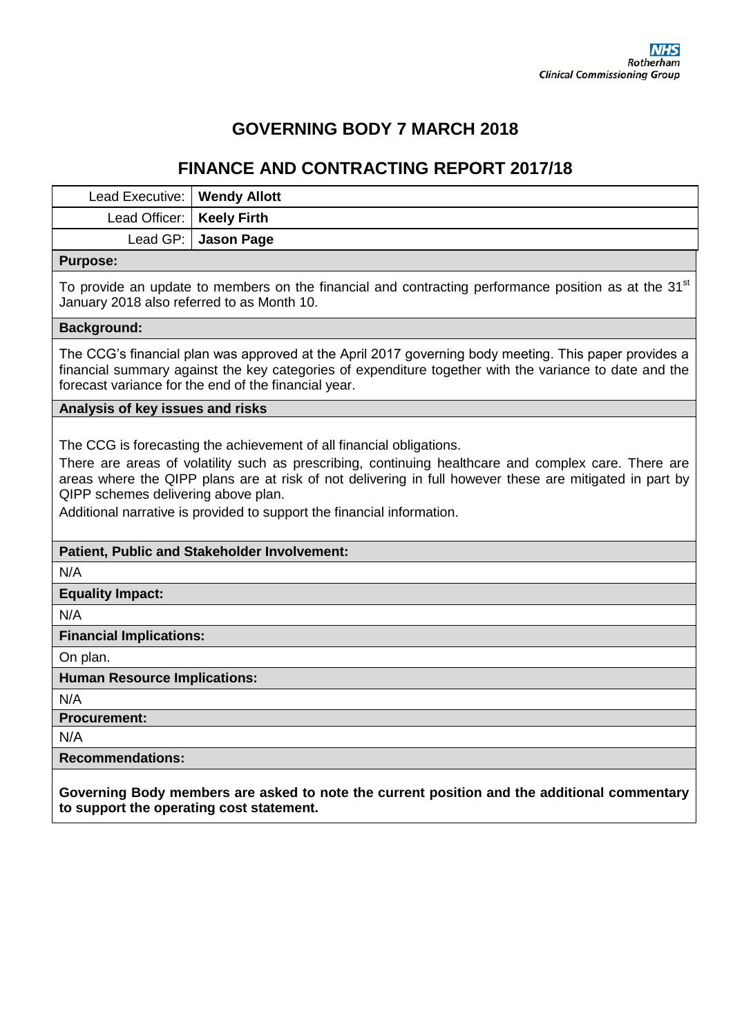NHS
Rotherham
Clinical Commissioning Group

# GOVERNING BODY 7 MARCH 2018

## FINANCE AND CONTRACTING REPORT 2017/18

| Lead Executive: | **Wendy Allott** |
|---|---|
| Lead Officer: | **Keely Firth** |
| Lead GP: | **Jason Page** |

**Purpose:**

To provide an update to members on the financial and contracting performance position as at the 31st January 2018 also referred to as Month 10.

**Background:**

The CCG's financial plan was approved at the April 2017 governing body meeting. This paper provides a financial summary against the key categories of expenditure together with the variance to date and the forecast variance for the end of the financial year.

**Analysis of key issues and risks**

The CCG is forecasting the achievement of all financial obligations.

There are areas of volatility such as prescribing, continuing healthcare and complex care. There are areas where the QIPP plans are at risk of not delivering in full however these are mitigated in part by QIPP schemes delivering above plan.

Additional narrative is provided to support the financial information.

**Patient, Public and Stakeholder Involvement:**

N/A

**Equality Impact:**

N/A

**Financial Implications:**

On plan.

**Human Resource Implications:**

N/A

**Procurement:**

N/A

**Recommendations:**

**Governing Body members are asked to note the current position and the additional commentary to support the operating cost statement.**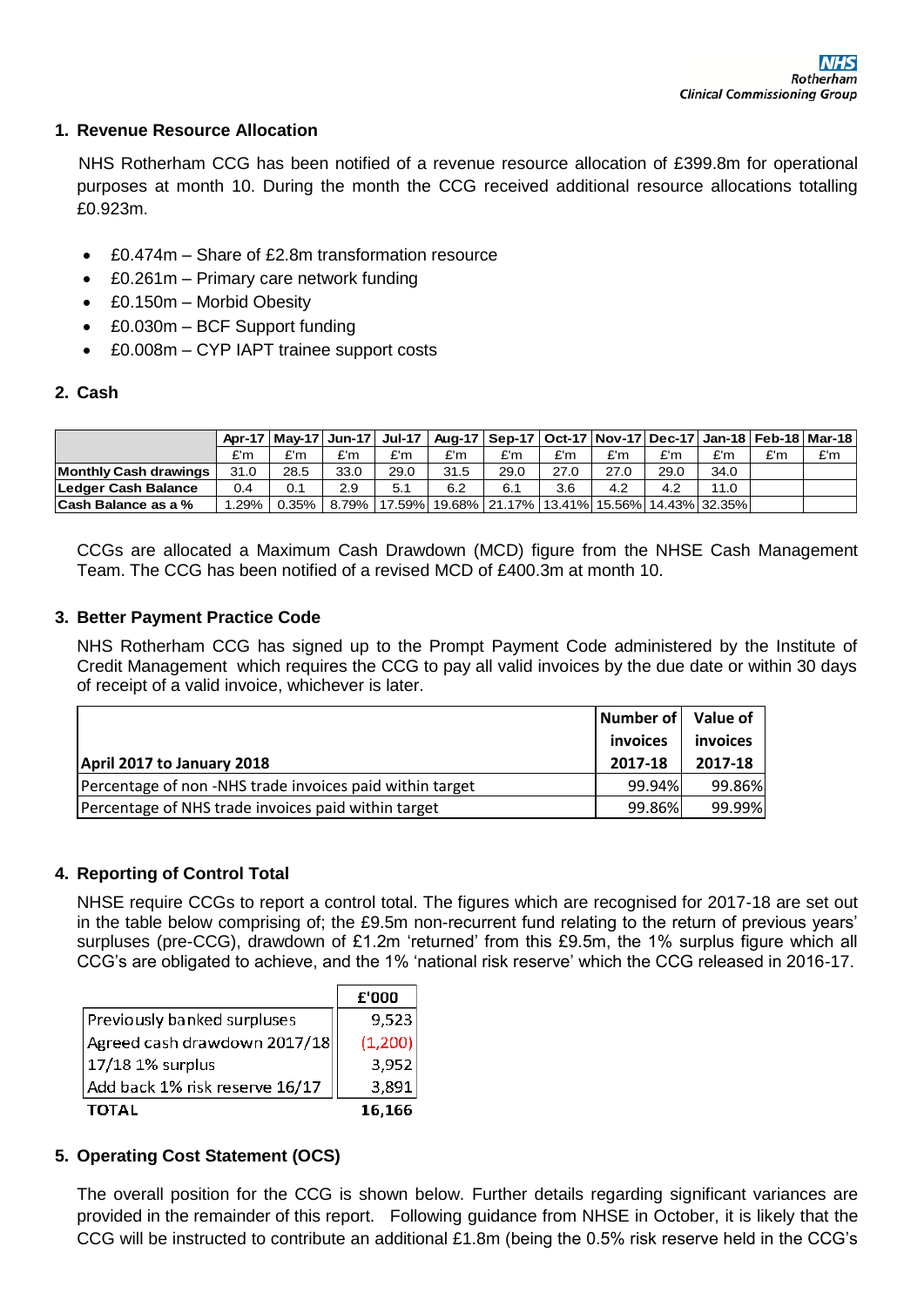## 1. Revenue Resource Allocation

NHS Rotherham CCG has been notified of a revenue resource allocation of £399.8m for operational purposes at month 10. During the month the CCG received additional resource allocations totalling £0.923m.

- £0.474m – Share of £2.8m transformation resource
- £0.261m – Primary care network funding
- £0.150m – Morbid Obesity
- £0.030m – BCF Support funding
- £0.008m – CYP IAPT trainee support costs

## 2. Cash

| | Apr-17 | May-17 | Jun-17 | Jul-17 | Aug-17 | Sep-17 | Oct-17 | Nov-17 | Dec-17 | Jan-18 | Feb-18 | Mar-18 |
|---|---|---|---|---|---|---|---|---|---|---|---|---|
| | £'m | £'m | £'m | £'m | £'m | £'m | £'m | £'m | £'m | £'m | £'m | £'m |
| **Monthly Cash drawings** | 31.0 | 28.5 | 33.0 | 29.0 | 31.5 | 29.0 | 27.0 | 27.0 | 29.0 | 34.0 | | |
| **Ledger Cash Balance** | 0.4 | 0.1 | 2.9 | 5.1 | 6.2 | 6.1 | 3.6 | 4.2 | 4.2 | 11.0 | | |
| **Cash Balance as a %** | 1.29% | 0.35% | 8.79% | 17.59% | 19.68% | 21.17% | 13.41% | 15.56% | 14.43% | 32.35% | | |

CCGs are allocated a Maximum Cash Drawdown (MCD) figure from the NHSE Cash Management Team. The CCG has been notified of a revised MCD of £400.3m at month 10.

## 3. Better Payment Practice Code

NHS Rotherham CCG has signed up to the Prompt Payment Code administered by the Institute of Credit Management which requires the CCG to pay all valid invoices by the due date or within 30 days of receipt of a valid invoice, whichever is later.

| **April 2017 to January 2018** | **Number of invoices 2017-18** | **Value of invoices 2017-18** |
|---|---|---|
| Percentage of non -NHS trade invoices paid within target | 99.94% | 99.86% |
| Percentage of NHS trade invoices paid within target | 99.86% | 99.99% |

## 4. Reporting of Control Total

NHSE require CCGs to report a control total. The figures which are recognised for 2017-18 are set out in the table below comprising of; the £9.5m non-recurrent fund relating to the return of previous years' surpluses (pre-CCG), drawdown of £1.2m 'returned' from this £9.5m, the 1% surplus figure which all CCG's are obligated to achieve, and the 1% 'national risk reserve' which the CCG released in 2016-17.

| | £'000 |
|---|---|
| Previously banked surpluses | 9,523 |
| Agreed cash drawdown 2017/18 | (1,200) |
| 17/18 1% surplus | 3,952 |
| Add back 1% risk reserve 16/17 | 3,891 |
| **TOTAL** | **16,166** |

## 5. Operating Cost Statement (OCS)

The overall position for the CCG is shown below. Further details regarding significant variances are provided in the remainder of this report. Following guidance from NHSE in October, it is likely that the CCG will be instructed to contribute an additional £1.8m (being the 0.5% risk reserve held in the CCG's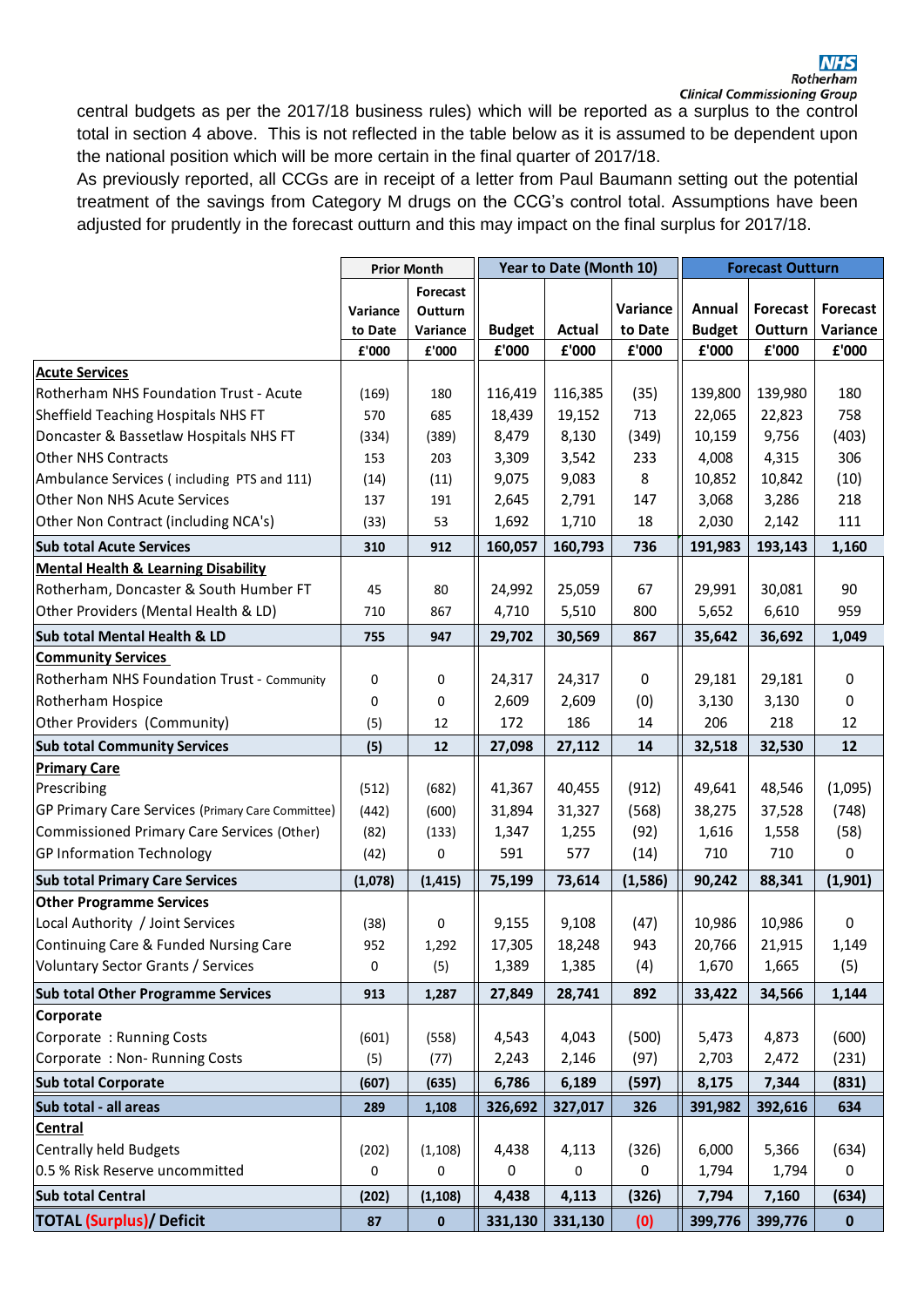central budgets as per the 2017/18 business rules) which will be reported as a surplus to the control total in section 4 above. This is not reflected in the table below as it is assumed to be dependent upon the national position which will be more certain in the final quarter of 2017/18.

As previously reported, all CCGs are in receipt of a letter from Paul Baumann setting out the potential treatment of the savings from Category M drugs on the CCG's control total. Assumptions have been adjusted for prudently in the forecast outturn and this may impact on the final surplus for 2017/18.

| | Prior Month | | Year to Date (Month 10) | | | Forecast Outturn | | |
|---|---|---|---|---|---|---|---|---|
| | Variance to Date | Forecast Outturn Variance | Budget | Actual | Variance to Date | Annual Budget | Forecast Outturn | Forecast Variance |
| | £'000 | £'000 | £'000 | £'000 | £'000 | £'000 | £'000 | £'000 |
| **Acute Services** | | | | | | | | |
| Rotherham NHS Foundation Trust - Acute | (169) | 180 | 116,419 | 116,385 | (35) | 139,800 | 139,980 | 180 |
| Sheffield Teaching Hospitals NHS FT | 570 | 685 | 18,439 | 19,152 | 713 | 22,065 | 22,823 | 758 |
| Doncaster & Bassetlaw Hospitals NHS FT | (334) | (389) | 8,479 | 8,130 | (349) | 10,159 | 9,756 | (403) |
| Other NHS Contracts | 153 | 203 | 3,309 | 3,542 | 233 | 4,008 | 4,315 | 306 |
| Ambulance Services ( including PTS and 111) | (14) | (11) | 9,075 | 9,083 | 8 | 10,852 | 10,842 | (10) |
| Other Non NHS Acute Services | 137 | 191 | 2,645 | 2,791 | 147 | 3,068 | 3,286 | 218 |
| Other Non Contract (including NCA's) | (33) | 53 | 1,692 | 1,710 | 18 | 2,030 | 2,142 | 111 |
| **Sub total Acute Services** | **310** | **912** | **160,057** | **160,793** | **736** | **191,983** | **193,143** | **1,160** |
| **Mental Health & Learning Disability** | | | | | | | | |
| Rotherham, Doncaster & South Humber FT | 45 | 80 | 24,992 | 25,059 | 67 | 29,991 | 30,081 | 90 |
| Other Providers (Mental Health & LD) | 710 | 867 | 4,710 | 5,510 | 800 | 5,652 | 6,610 | 959 |
| **Sub total Mental Health & LD** | **755** | **947** | **29,702** | **30,569** | **867** | **35,642** | **36,692** | **1,049** |
| **Community Services** | | | | | | | | |
| Rotherham NHS Foundation Trust - Community | 0 | 0 | 24,317 | 24,317 | 0 | 29,181 | 29,181 | 0 |
| Rotherham Hospice | 0 | 0 | 2,609 | 2,609 | (0) | 3,130 | 3,130 | 0 |
| Other Providers (Community) | (5) | 12 | 172 | 186 | 14 | 206 | 218 | 12 |
| **Sub total Community Services** | **(5)** | **12** | **27,098** | **27,112** | **14** | **32,518** | **32,530** | **12** |
| **Primary Care** | | | | | | | | |
| Prescribing | (512) | (682) | 41,367 | 40,455 | (912) | 49,641 | 48,546 | (1,095) |
| GP Primary Care Services (Primary Care Committee) | (442) | (600) | 31,894 | 31,327 | (568) | 38,275 | 37,528 | (748) |
| Commissioned Primary Care Services (Other) | (82) | (133) | 1,347 | 1,255 | (92) | 1,616 | 1,558 | (58) |
| GP Information Technology | (42) | 0 | 591 | 577 | (14) | 710 | 710 | 0 |
| **Sub total Primary Care Services** | **(1,078)** | **(1,415)** | **75,199** | **73,614** | **(1,586)** | **90,242** | **88,341** | **(1,901)** |
| **Other Programme Services** | | | | | | | | |
| Local Authority / Joint Services | (38) | 0 | 9,155 | 9,108 | (47) | 10,986 | 10,986 | 0 |
| Continuing Care & Funded Nursing Care | 952 | 1,292 | 17,305 | 18,248 | 943 | 20,766 | 21,915 | 1,149 |
| Voluntary Sector Grants / Services | 0 | (5) | 1,389 | 1,385 | (4) | 1,670 | 1,665 | (5) |
| **Sub total Other Programme Services** | **913** | **1,287** | **27,849** | **28,741** | **892** | **33,422** | **34,566** | **1,144** |
| **Corporate** | | | | | | | | |
| Corporate : Running Costs | (601) | (558) | 4,543 | 4,043 | (500) | 5,473 | 4,873 | (600) |
| Corporate : Non- Running Costs | (5) | (77) | 2,243 | 2,146 | (97) | 2,703 | 2,472 | (231) |
| **Sub total Corporate** | **(607)** | **(635)** | **6,786** | **6,189** | **(597)** | **8,175** | **7,344** | **(831)** |
| **Sub total - all areas** | **289** | **1,108** | **326,692** | **327,017** | **326** | **391,982** | **392,616** | **634** |
| **Central** | | | | | | | | |
| Centrally held Budgets | (202) | (1,108) | 4,438 | 4,113 | (326) | 6,000 | 5,366 | (634) |
| 0.5 % Risk Reserve uncommitted | 0 | 0 | 0 | 0 | 0 | 1,794 | 1,794 | 0 |
| **Sub total Central** | **(202)** | **(1,108)** | **4,438** | **4,113** | **(326)** | **7,794** | **7,160** | **(634)** |
| **TOTAL (Surplus)/ Deficit** | **87** | **0** | **331,130** | **331,130** | **(0)** | **399,776** | **399,776** | **0** |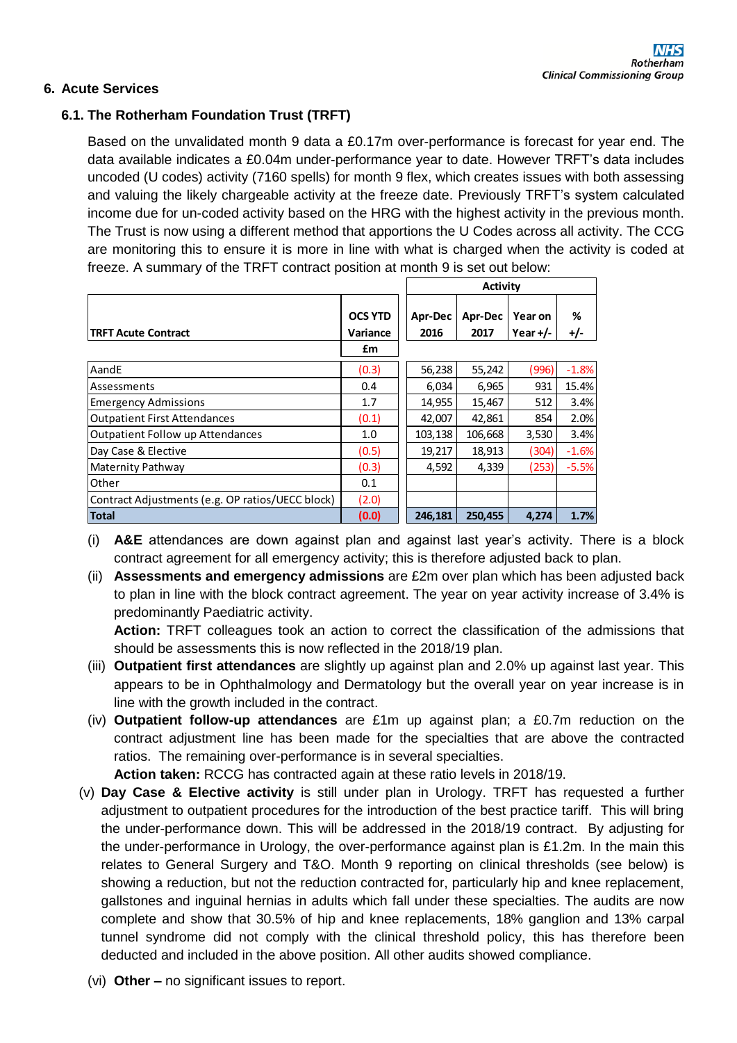## 6. Acute Services

### 6.1. The Rotherham Foundation Trust (TRFT)

Based on the unvalidated month 9 data a £0.17m over-performance is forecast for year end. The data available indicates a £0.04m under-performance year to date. However TRFT's data includes uncoded (U codes) activity (7160 spells) for month 9 flex, which creates issues with both assessing and valuing the likely chargeable activity at the freeze date. Previously TRFT's system calculated income due for un-coded activity based on the HRG with the highest activity in the previous month. The Trust is now using a different method that apportions the U Codes across all activity. The CCG are monitoring this to ensure it is more in line with what is charged when the activity is coded at freeze. A summary of the TRFT contract position at month 9 is set out below:

| TRFT Acute Contract | OCS YTD Variance £m | Activity | | | |
|---|---|---|---|---|---|
| | | Apr-Dec 2016 | Apr-Dec 2017 | Year on Year +/- | % +/- |
| AandE | (0.3) | 56,238 | 55,242 | (996) | -1.8% |
| Assessments | 0.4 | 6,034 | 6,965 | 931 | 15.4% |
| Emergency Admissions | 1.7 | 14,955 | 15,467 | 512 | 3.4% |
| Outpatient First Attendances | (0.1) | 42,007 | 42,861 | 854 | 2.0% |
| Outpatient Follow up Attendances | 1.0 | 103,138 | 106,668 | 3,530 | 3.4% |
| Day Case & Elective | (0.5) | 19,217 | 18,913 | (304) | -1.6% |
| Maternity Pathway | (0.3) | 4,592 | 4,339 | (253) | -5.5% |
| Other | 0.1 | | | | |
| Contract Adjustments (e.g. OP ratios/UECC block) | (2.0) | | | | |
| **Total** | **(0.0)** | **246,181** | **250,455** | **4,274** | **1.7%** |

(i) **A&E** attendances are down against plan and against last year's activity. There is a block contract agreement for all emergency activity; this is therefore adjusted back to plan.

(ii) **Assessments and emergency admissions** are £2m over plan which has been adjusted back to plan in line with the block contract agreement. The year on year activity increase of 3.4% is predominantly Paediatric activity.
**Action:** TRFT colleagues took an action to correct the classification of the admissions that should be assessments this is now reflected in the 2018/19 plan.

(iii) **Outpatient first attendances** are slightly up against plan and 2.0% up against last year. This appears to be in Ophthalmology and Dermatology but the overall year on year increase is in line with the growth included in the contract.

(iv) **Outpatient follow-up attendances** are £1m up against plan; a £0.7m reduction on the contract adjustment line has been made for the specialties that are above the contracted ratios. The remaining over-performance is in several specialties.
**Action taken:** RCCG has contracted again at these ratio levels in 2018/19.

(v) **Day Case & Elective activity** is still under plan in Urology. TRFT has requested a further adjustment to outpatient procedures for the introduction of the best practice tariff. This will bring the under-performance down. This will be addressed in the 2018/19 contract. By adjusting for the under-performance in Urology, the over-performance against plan is £1.2m. In the main this relates to General Surgery and T&O. Month 9 reporting on clinical thresholds (see below) is showing a reduction, but not the reduction contracted for, particularly hip and knee replacement, gallstones and inguinal hernias in adults which fall under these specialties. The audits are now complete and show that 30.5% of hip and knee replacements, 18% ganglion and 13% carpal tunnel syndrome did not comply with the clinical threshold policy, this has therefore been deducted and included in the above position. All other audits showed compliance.

(vi) **Other –** no significant issues to report.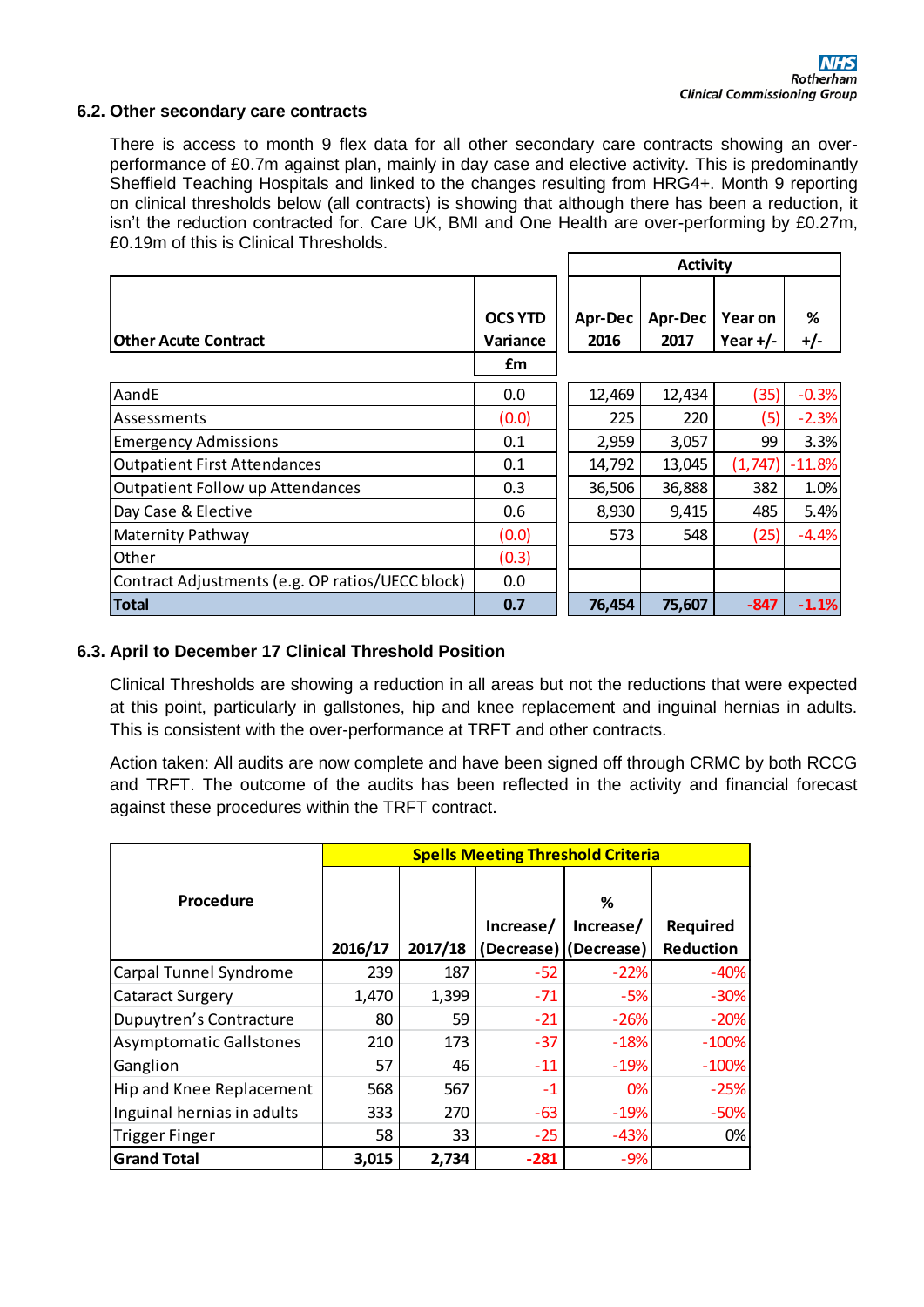### 6.2. Other secondary care contracts

There is access to month 9 flex data for all other secondary care contracts showing an over-performance of £0.7m against plan, mainly in day case and elective activity. This is predominantly Sheffield Teaching Hospitals and linked to the changes resulting from HRG4+. Month 9 reporting on clinical thresholds below (all contracts) is showing that although there has been a reduction, it isn't the reduction contracted for. Care UK, BMI and One Health are over-performing by £0.27m, £0.19m of this is Clinical Thresholds.

| Other Acute Contract | OCS YTD Variance £m | Activity | | | |
|---|---|---|---|---|---|
| | | Apr-Dec 2016 | Apr-Dec 2017 | Year on Year +/- | % +/- |
| AandE | 0.0 | 12,469 | 12,434 | (35) | -0.3% |
| Assessments | (0.0) | 225 | 220 | (5) | -2.3% |
| Emergency Admissions | 0.1 | 2,959 | 3,057 | 99 | 3.3% |
| Outpatient First Attendances | 0.1 | 14,792 | 13,045 | (1,747) | -11.8% |
| Outpatient Follow up Attendances | 0.3 | 36,506 | 36,888 | 382 | 1.0% |
| Day Case & Elective | 0.6 | 8,930 | 9,415 | 485 | 5.4% |
| Maternity Pathway | (0.0) | 573 | 548 | (25) | -4.4% |
| Other | (0.3) | | | | |
| Contract Adjustments (e.g. OP ratios/UECC block) | 0.0 | | | | |
| **Total** | **0.7** | **76,454** | **75,607** | **-847** | **-1.1%** |

### 6.3. April to December 17 Clinical Threshold Position

Clinical Thresholds are showing a reduction in all areas but not the reductions that were expected at this point, particularly in gallstones, hip and knee replacement and inguinal hernias in adults. This is consistent with the over-performance at TRFT and other contracts.

Action taken: All audits are now complete and have been signed off through CRMC by both RCCG and TRFT. The outcome of the audits has been reflected in the activity and financial forecast against these procedures within the TRFT contract.

| Procedure | Spells Meeting Threshold Criteria | | | | |
|---|---|---|---|---|---|
| | 2016/17 | 2017/18 | Increase/ (Decrease) | % Increase/ (Decrease) | Required Reduction |
| Carpal Tunnel Syndrome | 239 | 187 | -52 | -22% | -40% |
| Cataract Surgery | 1,470 | 1,399 | -71 | -5% | -30% |
| Dupuytren's Contracture | 80 | 59 | -21 | -26% | -20% |
| Asymptomatic Gallstones | 210 | 173 | -37 | -18% | -100% |
| Ganglion | 57 | 46 | -11 | -19% | -100% |
| Hip and Knee Replacement | 568 | 567 | -1 | 0% | -25% |
| Inguinal hernias in adults | 333 | 270 | -63 | -19% | -50% |
| Trigger Finger | 58 | 33 | -25 | -43% | 0% |
| **Grand Total** | **3,015** | **2,734** | **-281** | -9% | |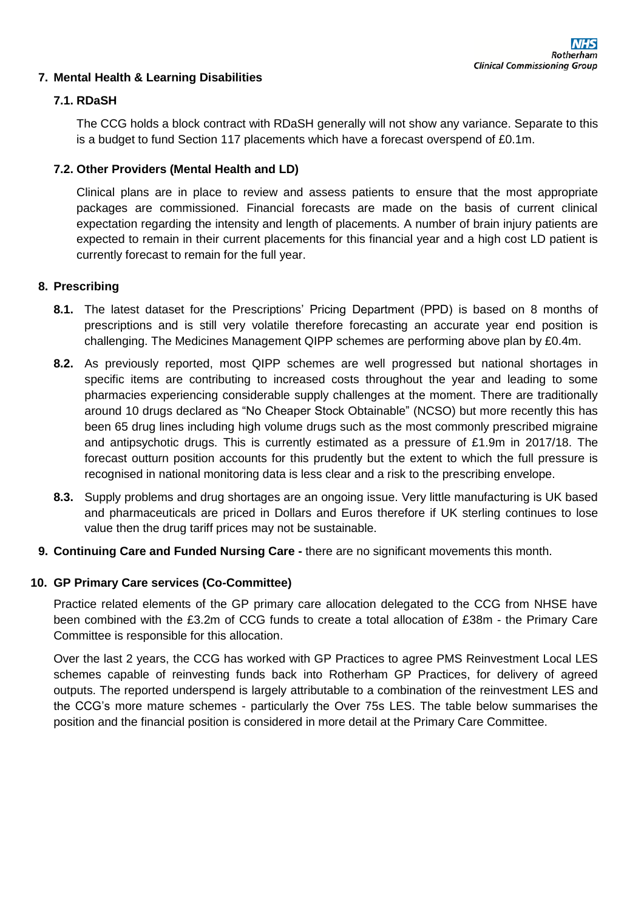## 7. Mental Health & Learning Disabilities

### 7.1. RDaSH

The CCG holds a block contract with RDaSH generally will not show any variance. Separate to this is a budget to fund Section 117 placements which have a forecast overspend of £0.1m.

### 7.2. Other Providers (Mental Health and LD)

Clinical plans are in place to review and assess patients to ensure that the most appropriate packages are commissioned. Financial forecasts are made on the basis of current clinical expectation regarding the intensity and length of placements. A number of brain injury patients are expected to remain in their current placements for this financial year and a high cost LD patient is currently forecast to remain for the full year.

## 8. Prescribing

**8.1.** The latest dataset for the Prescriptions' Pricing Department (PPD) is based on 8 months of prescriptions and is still very volatile therefore forecasting an accurate year end position is challenging. The Medicines Management QIPP schemes are performing above plan by £0.4m.

**8.2.** As previously reported, most QIPP schemes are well progressed but national shortages in specific items are contributing to increased costs throughout the year and leading to some pharmacies experiencing considerable supply challenges at the moment. There are traditionally around 10 drugs declared as "No Cheaper Stock Obtainable" (NCSO) but more recently this has been 65 drug lines including high volume drugs such as the most commonly prescribed migraine and antipsychotic drugs. This is currently estimated as a pressure of £1.9m in 2017/18. The forecast outturn position accounts for this prudently but the extent to which the full pressure is recognised in national monitoring data is less clear and a risk to the prescribing envelope.

**8.3.** Supply problems and drug shortages are an ongoing issue. Very little manufacturing is UK based and pharmaceuticals are priced in Dollars and Euros therefore if UK sterling continues to lose value then the drug tariff prices may not be sustainable.

## 9. Continuing Care and Funded Nursing Care - there are no significant movements this month.

## 10. GP Primary Care services (Co-Committee)

Practice related elements of the GP primary care allocation delegated to the CCG from NHSE have been combined with the £3.2m of CCG funds to create a total allocation of £38m - the Primary Care Committee is responsible for this allocation.

Over the last 2 years, the CCG has worked with GP Practices to agree PMS Reinvestment Local LES schemes capable of reinvesting funds back into Rotherham GP Practices, for delivery of agreed outputs. The reported underspend is largely attributable to a combination of the reinvestment LES and the CCG's more mature schemes - particularly the Over 75s LES. The table below summarises the position and the financial position is considered in more detail at the Primary Care Committee.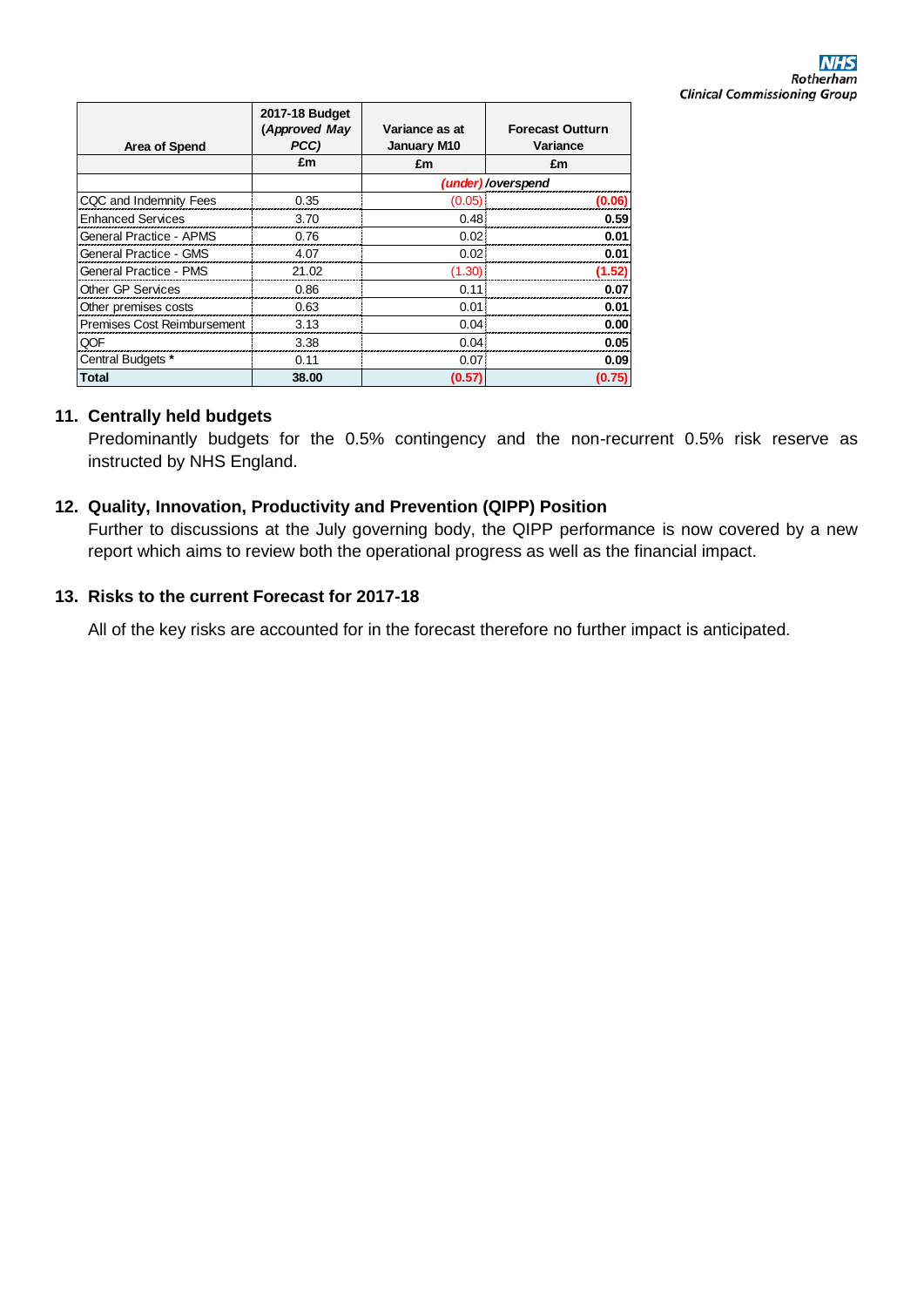| Area of Spend | 2017-18 Budget (*Approved May PCC)* | Variance as at January M10 | Forecast Outturn Variance |
|---|---|---|---|
| | £m | £m | £m |
| | | *(under) /overspend* | |
| CQC and Indemnity Fees | 0.35 | (0.05) | **(0.06)** |
| Enhanced Services | 3.70 | 0.48 | **0.59** |
| General Practice - APMS | 0.76 | 0.02 | **0.01** |
| General Practice - GMS | 4.07 | 0.02 | **0.01** |
| General Practice - PMS | 21.02 | (1.30) | **(1.52)** |
| Other GP Services | 0.86 | 0.11 | **0.07** |
| Other premises costs | 0.63 | 0.01 | **0.01** |
| Premises Cost Reimbursement | 3.13 | 0.04 | **0.00** |
| QOF | 3.38 | 0.04 | **0.05** |
| Central Budgets * | 0.11 | 0.07 | **0.09** |
| **Total** | **38.00** | **(0.57)** | **(0.75)** |

## 11. Centrally held budgets

Predominantly budgets for the 0.5% contingency and the non-recurrent 0.5% risk reserve as instructed by NHS England.

## 12. Quality, Innovation, Productivity and Prevention (QIPP) Position

Further to discussions at the July governing body, the QIPP performance is now covered by a new report which aims to review both the operational progress as well as the financial impact.

## 13. Risks to the current Forecast for 2017-18

All of the key risks are accounted for in the forecast therefore no further impact is anticipated.